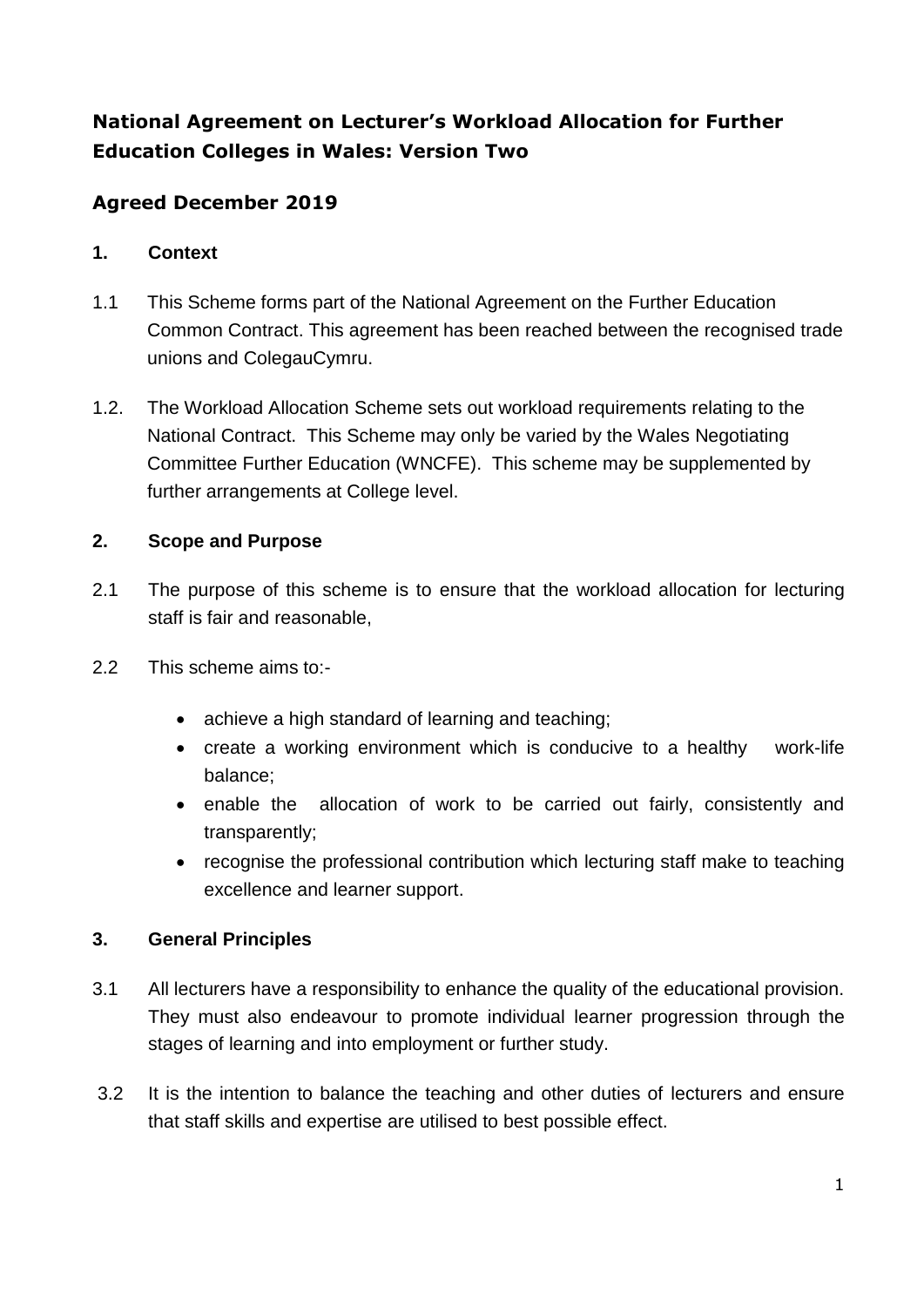# National Agreement on Lecturer's Workload Allocation for Further Education Colleges in Wales: Version Two

## Agreed December 2019

### 1. Context

1.1 This Scheme forms part of the National Agreement on the Further Education Common Contract. This agreement has been reached between the recognised trade unions and ColegauCymru.

1.2. The Workload Allocation Scheme sets out workload requirements relating to the National Contract. This Scheme may only be varied by the Wales Negotiating Committee Further Education (WNCFE). This scheme may be supplemented by further arrangements at College level.

### 2. Scope and Purpose

2.1 The purpose of this scheme is to ensure that the workload allocation for lecturing staff is fair and reasonable,

2.2 This scheme aims to:-

- achieve a high standard of learning and teaching;
- create a working environment which is conducive to a healthy work-life balance;
- enable the allocation of work to be carried out fairly, consistently and transparently;
- recognise the professional contribution which lecturing staff make to teaching excellence and learner support.

### 3. General Principles

3.1 All lecturers have a responsibility to enhance the quality of the educational provision. They must also endeavour to promote individual learner progression through the stages of learning and into employment or further study.

3.2 It is the intention to balance the teaching and other duties of lecturers and ensure that staff skills and expertise are utilised to best possible effect.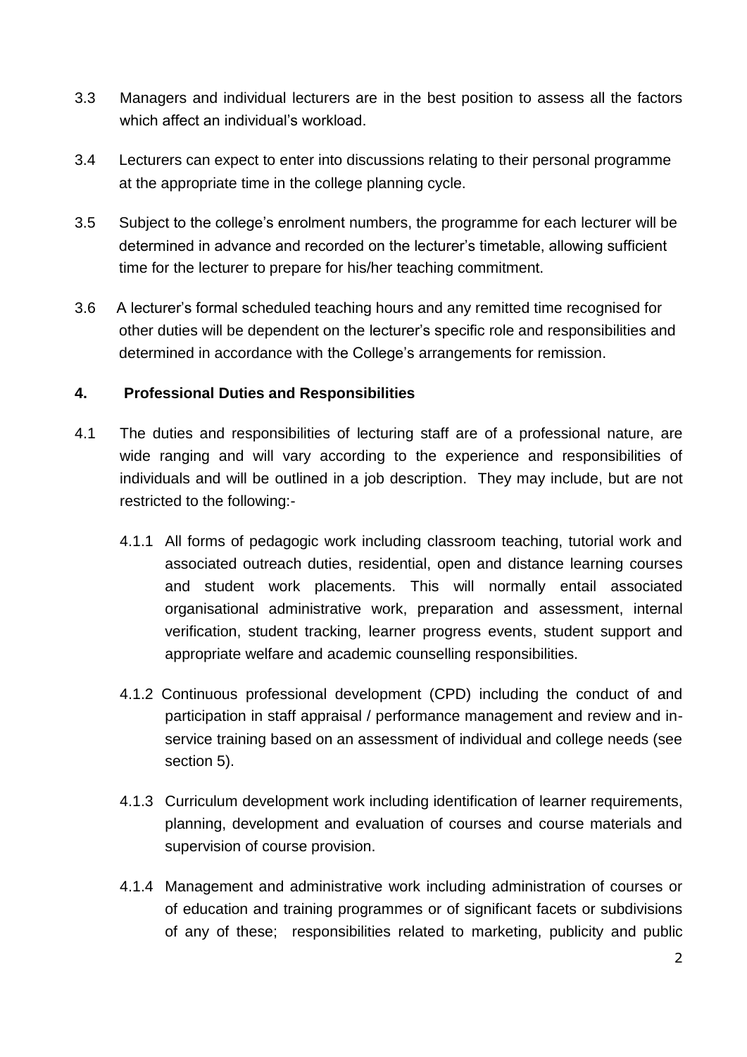3.3 Managers and individual lecturers are in the best position to assess all the factors which affect an individual's workload.

3.4 Lecturers can expect to enter into discussions relating to their personal programme at the appropriate time in the college planning cycle.

3.5 Subject to the college's enrolment numbers, the programme for each lecturer will be determined in advance and recorded on the lecturer's timetable, allowing sufficient time for the lecturer to prepare for his/her teaching commitment.

3.6 A lecturer's formal scheduled teaching hours and any remitted time recognised for other duties will be dependent on the lecturer's specific role and responsibilities and determined in accordance with the College's arrangements for remission.

## 4. Professional Duties and Responsibilities

4.1 The duties and responsibilities of lecturing staff are of a professional nature, are wide ranging and will vary according to the experience and responsibilities of individuals and will be outlined in a job description. They may include, but are not restricted to the following:-

4.1.1 All forms of pedagogic work including classroom teaching, tutorial work and associated outreach duties, residential, open and distance learning courses and student work placements. This will normally entail associated organisational administrative work, preparation and assessment, internal verification, student tracking, learner progress events, student support and appropriate welfare and academic counselling responsibilities.

4.1.2 Continuous professional development (CPD) including the conduct of and participation in staff appraisal / performance management and review and in-service training based on an assessment of individual and college needs (see section 5).

4.1.3 Curriculum development work including identification of learner requirements, planning, development and evaluation of courses and course materials and supervision of course provision.

4.1.4 Management and administrative work including administration of courses or of education and training programmes or of significant facets or subdivisions of any of these; responsibilities related to marketing, publicity and public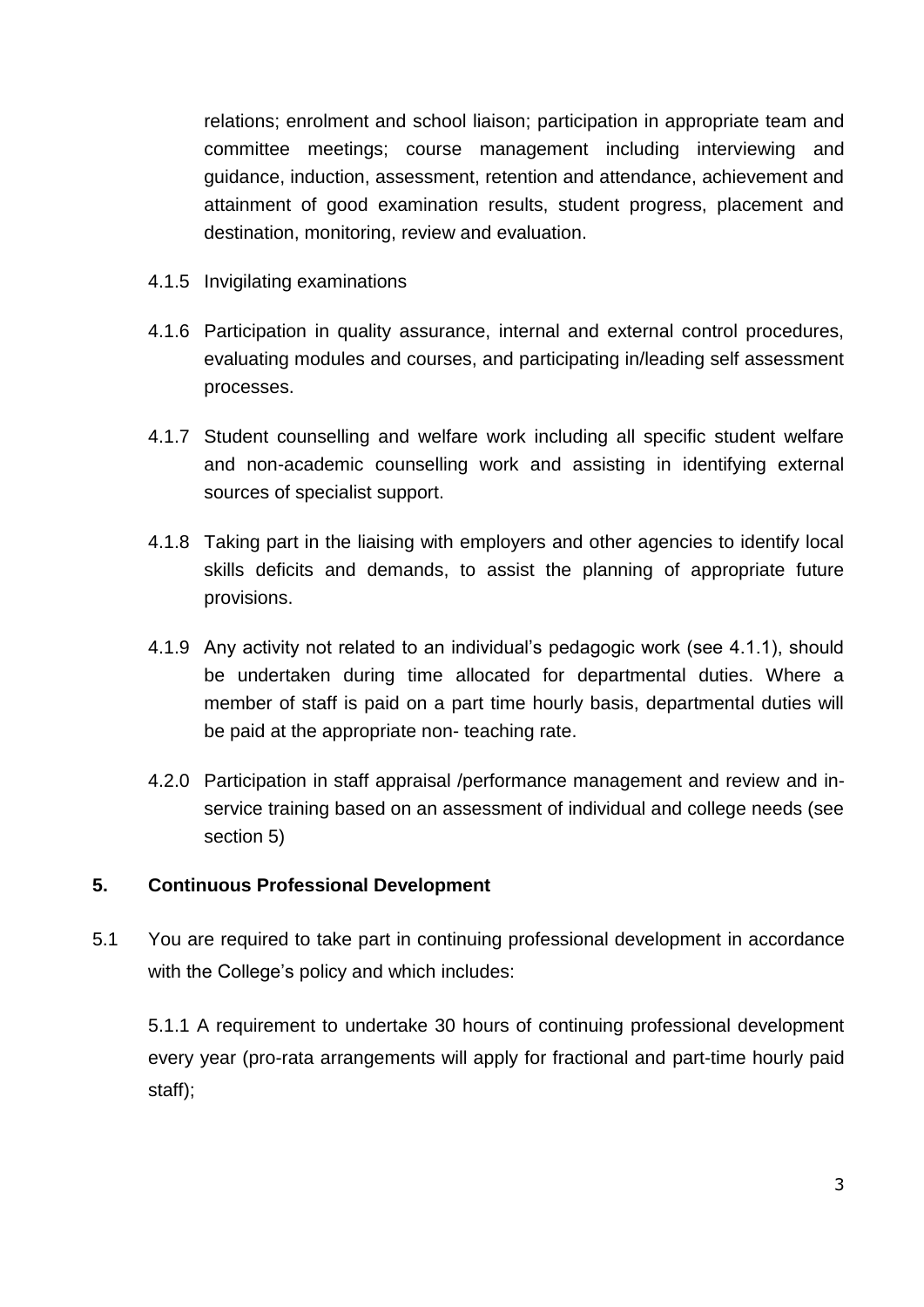relations; enrolment and school liaison; participation in appropriate team and committee meetings; course management including interviewing and guidance, induction, assessment, retention and attendance, achievement and attainment of good examination results, student progress, placement and destination, monitoring, review and evaluation.

4.1.5 Invigilating examinations

4.1.6 Participation in quality assurance, internal and external control procedures, evaluating modules and courses, and participating in/leading self assessment processes.

4.1.7 Student counselling and welfare work including all specific student welfare and non-academic counselling work and assisting in identifying external sources of specialist support.

4.1.8 Taking part in the liaising with employers and other agencies to identify local skills deficits and demands, to assist the planning of appropriate future provisions.

4.1.9 Any activity not related to an individual's pedagogic work (see 4.1.1), should be undertaken during time allocated for departmental duties. Where a member of staff is paid on a part time hourly basis, departmental duties will be paid at the appropriate non- teaching rate.

4.2.0 Participation in staff appraisal /performance management and review and in-service training based on an assessment of individual and college needs (see section 5)

## 5. Continuous Professional Development

5.1 You are required to take part in continuing professional development in accordance with the College's policy and which includes:

5.1.1 A requirement to undertake 30 hours of continuing professional development every year (pro-rata arrangements will apply for fractional and part-time hourly paid staff);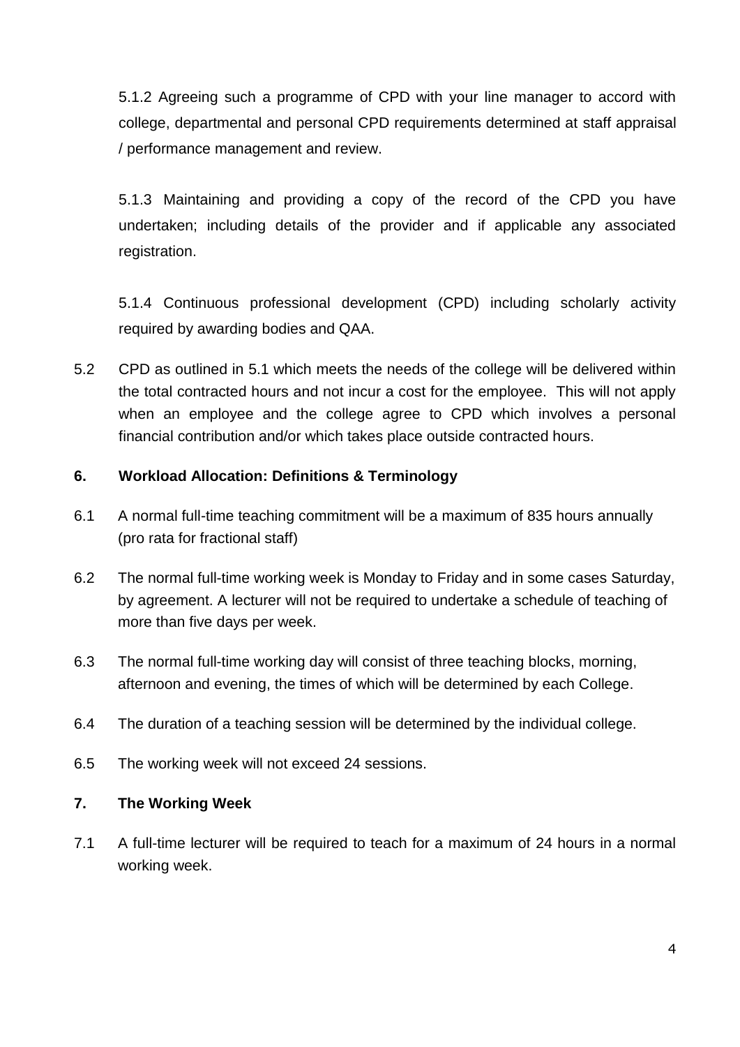5.1.2 Agreeing such a programme of CPD with your line manager to accord with college, departmental and personal CPD requirements determined at staff appraisal / performance management and review.

5.1.3 Maintaining and providing a copy of the record of the CPD you have undertaken; including details of the provider and if applicable any associated registration.

5.1.4 Continuous professional development (CPD) including scholarly activity required by awarding bodies and QAA.

5.2 CPD as outlined in 5.1 which meets the needs of the college will be delivered within the total contracted hours and not incur a cost for the employee. This will not apply when an employee and the college agree to CPD which involves a personal financial contribution and/or which takes place outside contracted hours.

## 6. Workload Allocation: Definitions & Terminology

6.1 A normal full-time teaching commitment will be a maximum of 835 hours annually (pro rata for fractional staff)

6.2 The normal full-time working week is Monday to Friday and in some cases Saturday, by agreement. A lecturer will not be required to undertake a schedule of teaching of more than five days per week.

6.3 The normal full-time working day will consist of three teaching blocks, morning, afternoon and evening, the times of which will be determined by each College.

6.4 The duration of a teaching session will be determined by the individual college.

6.5 The working week will not exceed 24 sessions.

## 7. The Working Week

7.1 A full-time lecturer will be required to teach for a maximum of 24 hours in a normal working week.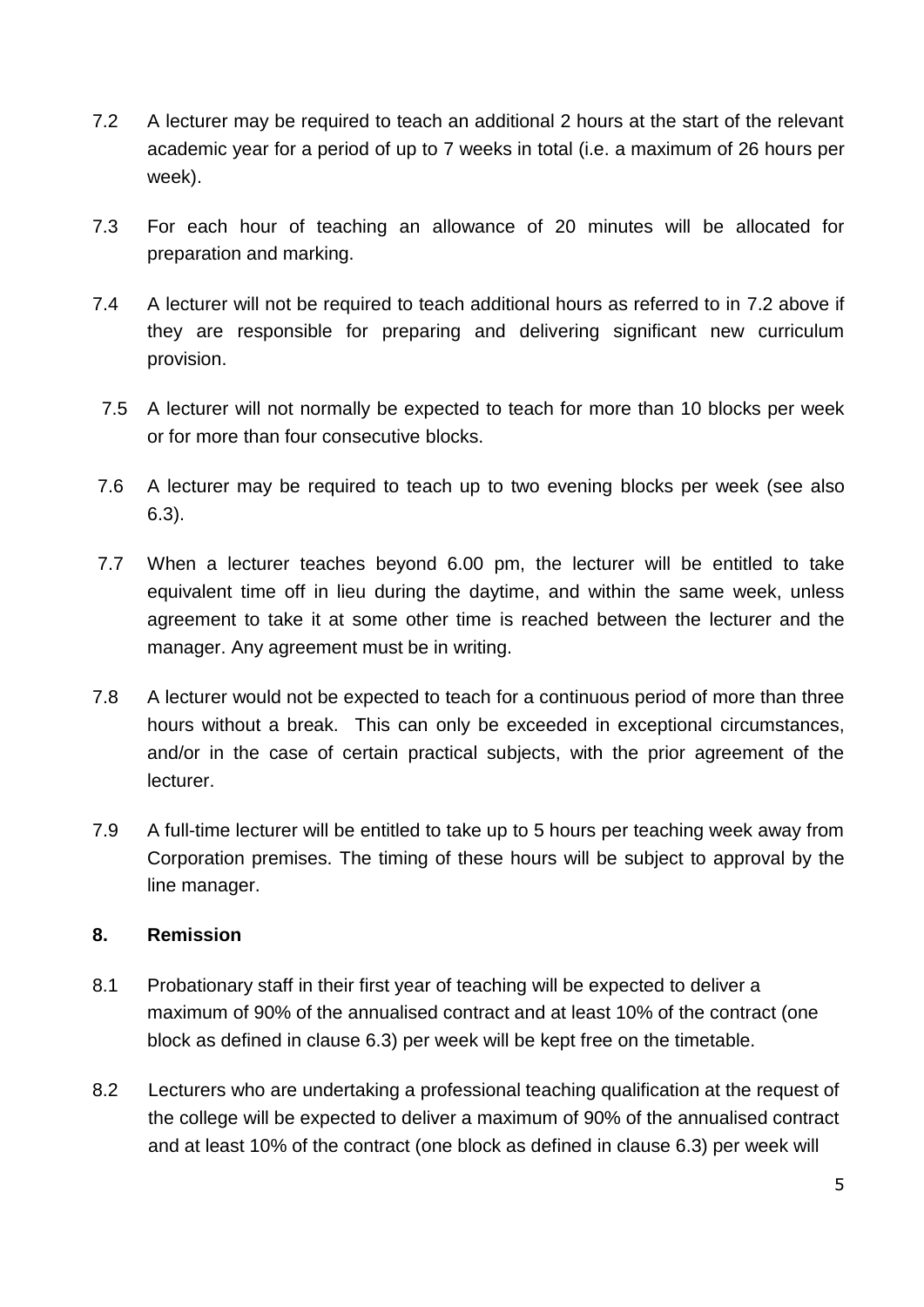7.2 A lecturer may be required to teach an additional 2 hours at the start of the relevant academic year for a period of up to 7 weeks in total (i.e. a maximum of 26 hours per week).

7.3 For each hour of teaching an allowance of 20 minutes will be allocated for preparation and marking.

7.4 A lecturer will not be required to teach additional hours as referred to in 7.2 above if they are responsible for preparing and delivering significant new curriculum provision.

7.5 A lecturer will not normally be expected to teach for more than 10 blocks per week or for more than four consecutive blocks.

7.6 A lecturer may be required to teach up to two evening blocks per week (see also 6.3).

7.7 When a lecturer teaches beyond 6.00 pm, the lecturer will be entitled to take equivalent time off in lieu during the daytime, and within the same week, unless agreement to take it at some other time is reached between the lecturer and the manager. Any agreement must be in writing.

7.8 A lecturer would not be expected to teach for a continuous period of more than three hours without a break. This can only be exceeded in exceptional circumstances, and/or in the case of certain practical subjects, with the prior agreement of the lecturer.

7.9 A full-time lecturer will be entitled to take up to 5 hours per teaching week away from Corporation premises. The timing of these hours will be subject to approval by the line manager.

## 8. Remission

8.1 Probationary staff in their first year of teaching will be expected to deliver a maximum of 90% of the annualised contract and at least 10% of the contract (one block as defined in clause 6.3) per week will be kept free on the timetable.

8.2 Lecturers who are undertaking a professional teaching qualification at the request of the college will be expected to deliver a maximum of 90% of the annualised contract and at least 10% of the contract (one block as defined in clause 6.3) per week will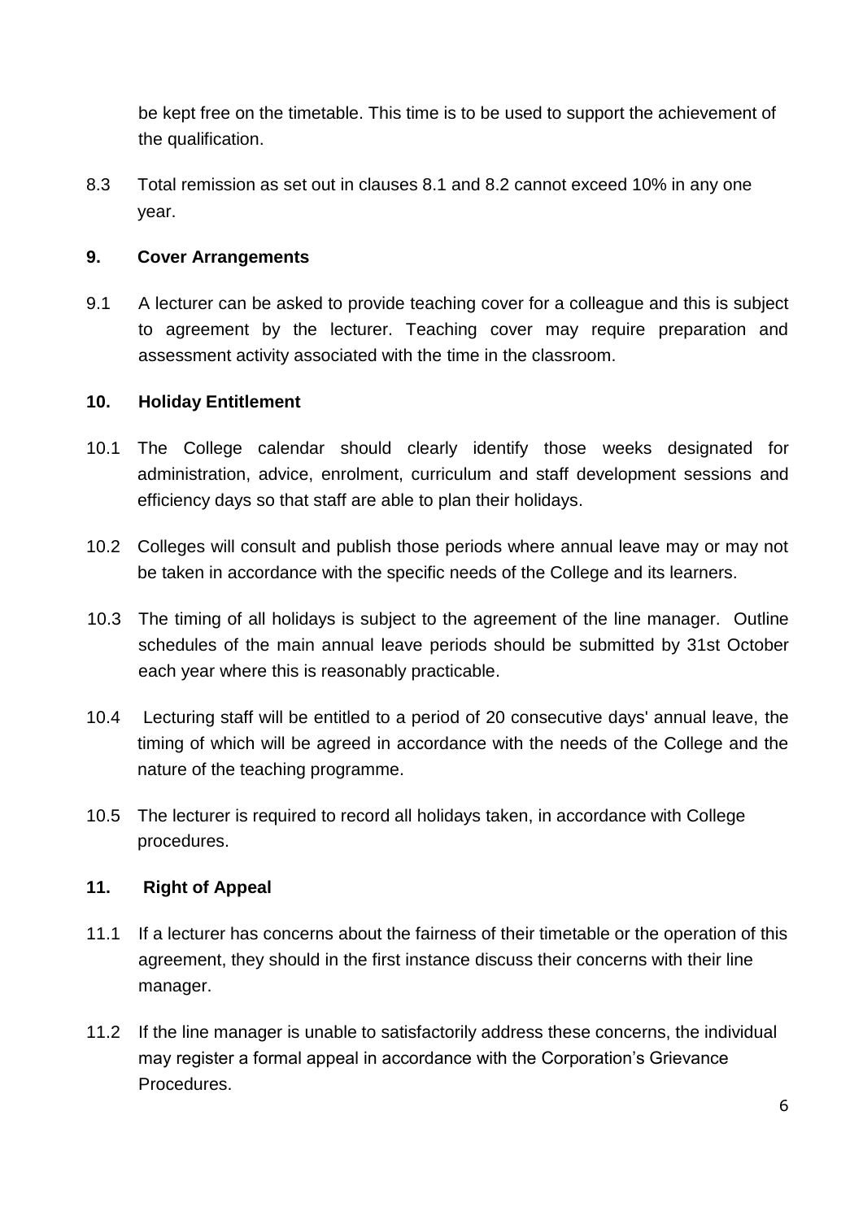be kept free on the timetable. This time is to be used to support the achievement of the qualification.

8.3 Total remission as set out in clauses 8.1 and 8.2 cannot exceed 10% in any one year.

## 9. Cover Arrangements

9.1 A lecturer can be asked to provide teaching cover for a colleague and this is subject to agreement by the lecturer. Teaching cover may require preparation and assessment activity associated with the time in the classroom.

## 10. Holiday Entitlement

10.1 The College calendar should clearly identify those weeks designated for administration, advice, enrolment, curriculum and staff development sessions and efficiency days so that staff are able to plan their holidays.

10.2 Colleges will consult and publish those periods where annual leave may or may not be taken in accordance with the specific needs of the College and its learners.

10.3 The timing of all holidays is subject to the agreement of the line manager. Outline schedules of the main annual leave periods should be submitted by 31st October each year where this is reasonably practicable.

10.4 Lecturing staff will be entitled to a period of 20 consecutive days' annual leave, the timing of which will be agreed in accordance with the needs of the College and the nature of the teaching programme.

10.5 The lecturer is required to record all holidays taken, in accordance with College procedures.

## 11. Right of Appeal

11.1 If a lecturer has concerns about the fairness of their timetable or the operation of this agreement, they should in the first instance discuss their concerns with their line manager.

11.2 If the line manager is unable to satisfactorily address these concerns, the individual may register a formal appeal in accordance with the Corporation's Grievance Procedures.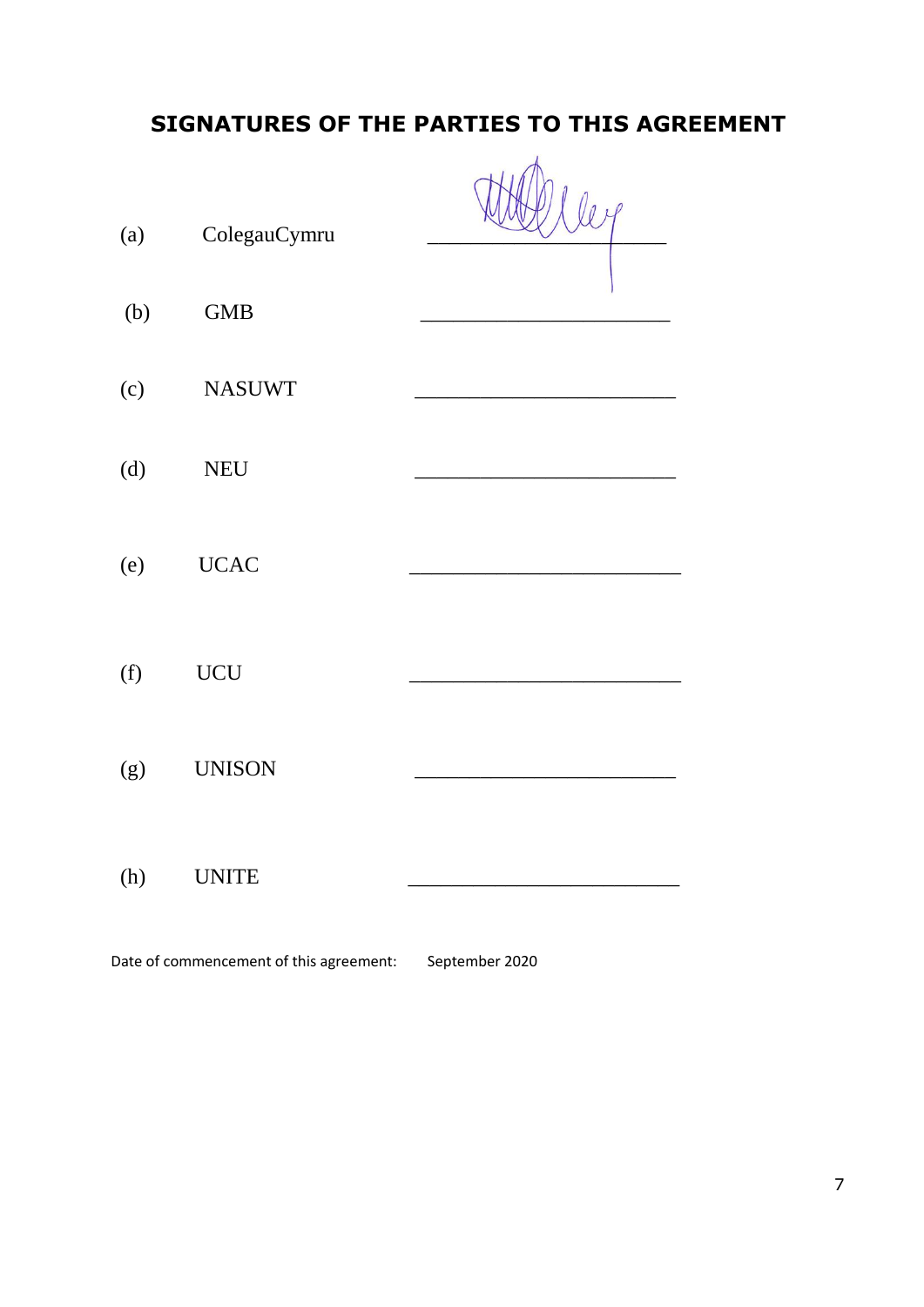## SIGNATURES OF THE PARTIES TO THIS AGREEMENT

(a) ColegauCymru ________________________

(b) GMB ________________________

(c) NASUWT ________________________

(d) NEU ________________________

(e) UCAC ________________________

(f) UCU ________________________

(g) UNISON ________________________

(h) UNITE ________________________

Date of commencement of this agreement: September 2020